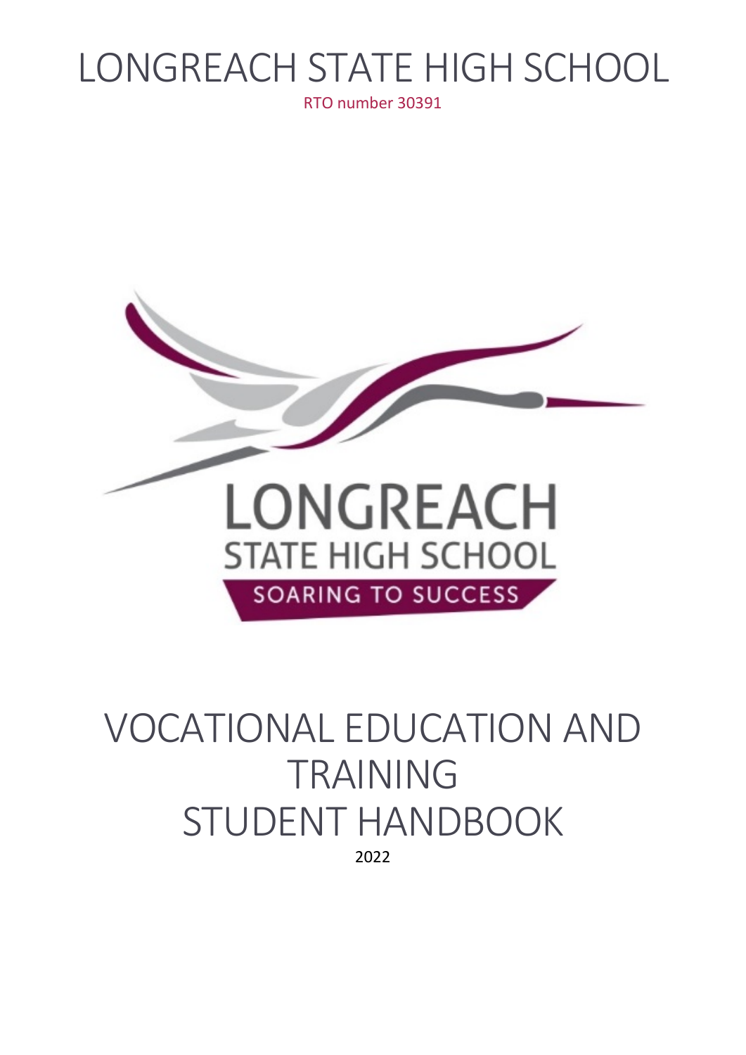# LONGREACH STATE HIGH SCHOOL

RTO number 30391

LONGREACH

STATE HIGH SCHOOL

SOARING TO SUCCESS

# VOCATIONAL EDUCATION AND TRAINING STUDENT HANDBOOK

2022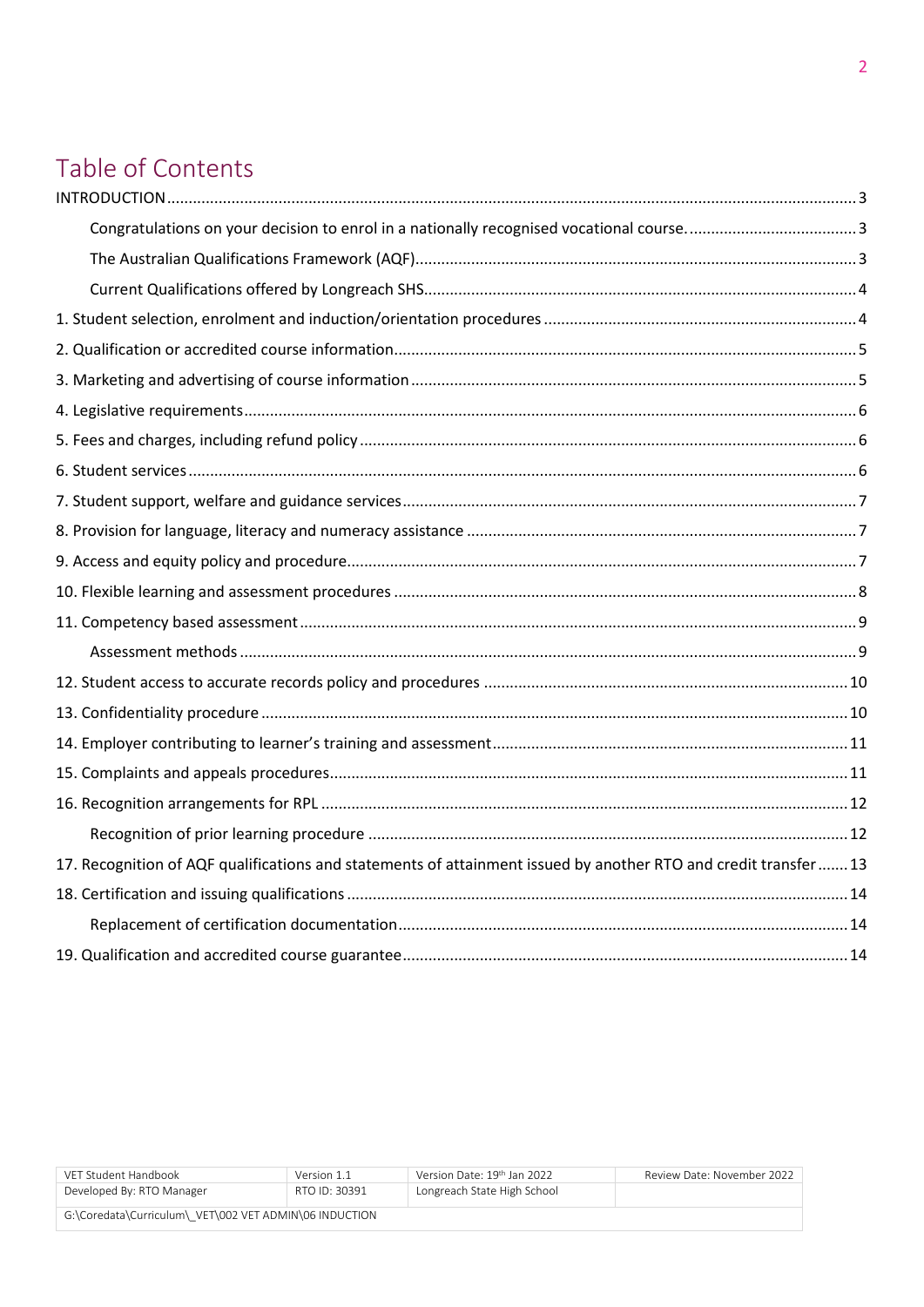# Table of Contents

INTRODUCTION ..... 3

- Congratulations on your decision to enrol in a nationally recognised vocational course. ..... 3
- The Australian Qualifications Framework (AQF) ..... 3
- Current Qualifications offered by Longreach SHS ..... 4

1. Student selection, enrolment and induction/orientation procedures ..... 4
2. Qualification or accredited course information ..... 5
3. Marketing and advertising of course information ..... 5
4. Legislative requirements ..... 6
5. Fees and charges, including refund policy ..... 6
6. Student services ..... 6
7. Student support, welfare and guidance services ..... 7
8. Provision for language, literacy and numeracy assistance ..... 7
9. Access and equity policy and procedure ..... 7
10. Flexible learning and assessment procedures ..... 8
11. Competency based assessment ..... 9
    - Assessment methods ..... 9
12. Student access to accurate records policy and procedures ..... 10
13. Confidentiality procedure ..... 10
14. Employer contributing to learner's training and assessment ..... 11
15. Complaints and appeals procedures ..... 11
16. Recognition arrangements for RPL ..... 12
    - Recognition of prior learning procedure ..... 12
17. Recognition of AQF qualifications and statements of attainment issued by another RTO and credit transfer ..... 13
18. Certification and issuing qualifications ..... 14
    - Replacement of certification documentation ..... 14
19. Qualification and accredited course guarantee ..... 14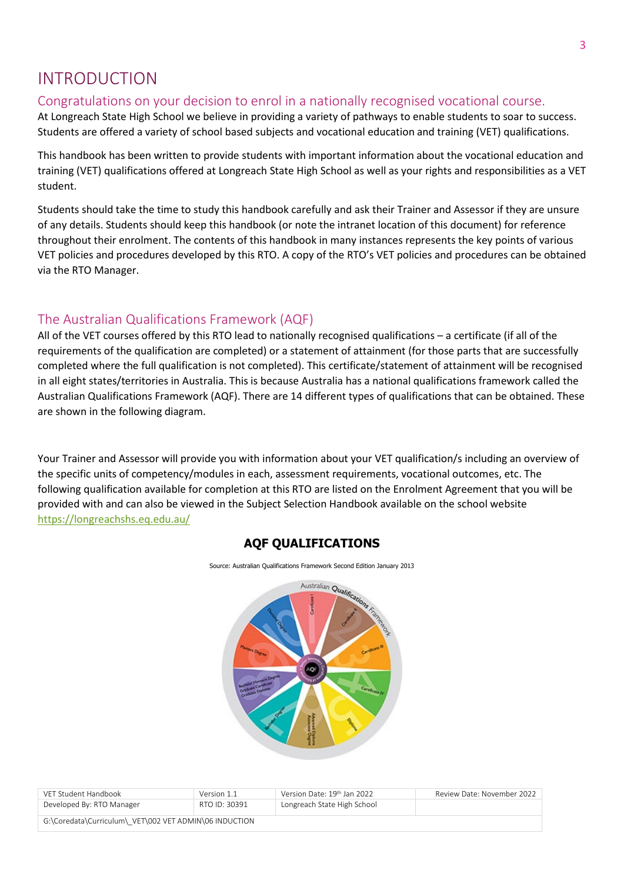# INTRODUCTION

## Congratulations on your decision to enrol in a nationally recognised vocational course.

At Longreach State High School we believe in providing a variety of pathways to enable students to soar to success. Students are offered a variety of school based subjects and vocational education and training (VET) qualifications.

This handbook has been written to provide students with important information about the vocational education and training (VET) qualifications offered at Longreach State High School as well as your rights and responsibilities as a VET student.

Students should take the time to study this handbook carefully and ask their Trainer and Assessor if they are unsure of any details. Students should keep this handbook (or note the intranet location of this document) for reference throughout their enrolment. The contents of this handbook in many instances represents the key points of various VET policies and procedures developed by this RTO. A copy of the RTO's VET policies and procedures can be obtained via the RTO Manager.

## The Australian Qualifications Framework (AQF)

All of the VET courses offered by this RTO lead to nationally recognised qualifications – a certificate (if all of the requirements of the qualification are completed) or a statement of attainment (for those parts that are successfully completed where the full qualification is not completed). This certificate/statement of attainment will be recognised in all eight states/territories in Australia. This is because Australia has a national qualifications framework called the Australian Qualifications Framework (AQF). There are 14 different types of qualifications that can be obtained. These are shown in the following diagram.

Your Trainer and Assessor will provide you with information about your VET qualification/s including an overview of the specific units of competency/modules in each, assessment requirements, vocational outcomes, etc. The following qualification available for completion at this RTO are listed on the Enrolment Agreement that you will be provided with and can also be viewed in the Subject Selection Handbook available on the school website https://longreachshs.eq.edu.au/

**AQF QUALIFICATIONS**

Source: Australian Qualifications Framework Second Edition January 2013

| VET Student Handbook | Version 1.1 | Version Date: 19th Jan 2022 | Review Date: November 2022 |
|---|---|---|---|
| Developed By: RTO Manager | RTO ID: 30391 | Longreach State High School | |
| G:\Coredata\Curriculum\_VET\002 VET ADMIN\06 INDUCTION | | | |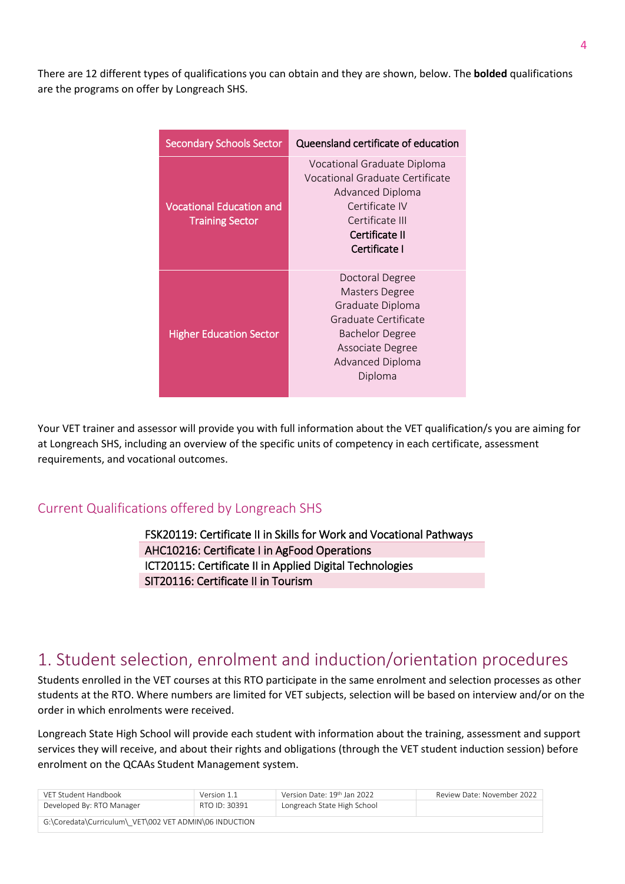There are 12 different types of qualifications you can obtain and they are shown, below. The **bolded** qualifications are the programs on offer by Longreach SHS.

| Secondary Schools Sector | Queensland certificate of education |
|---|---|
| Vocational Education and Training Sector | Vocational Graduate Diploma<br>Vocational Graduate Certificate<br>Advanced Diploma<br>Certificate IV<br>Certificate III<br>**Certificate II**<br>**Certificate I** |
| Higher Education Sector | Doctoral Degree<br>Masters Degree<br>Graduate Diploma<br>Graduate Certificate<br>Bachelor Degree<br>Associate Degree<br>Advanced Diploma<br>Diploma |

Your VET trainer and assessor will provide you with full information about the VET qualification/s you are aiming for at Longreach SHS, including an overview of the specific units of competency in each certificate, assessment requirements, and vocational outcomes.

## Current Qualifications offered by Longreach SHS

| FSK20119: Certificate II in Skills for Work and Vocational Pathways |
|---|
| AHC10216: Certificate I in AgFood Operations |
| ICT20115: Certificate II in Applied Digital Technologies |
| SIT20116: Certificate II in Tourism |

# 1. Student selection, enrolment and induction/orientation procedures

Students enrolled in the VET courses at this RTO participate in the same enrolment and selection processes as other students at the RTO. Where numbers are limited for VET subjects, selection will be based on interview and/or on the order in which enrolments were received.

Longreach State High School will provide each student with information about the training, assessment and support services they will receive, and about their rights and obligations (through the VET student induction session) before enrolment on the QCAAs Student Management system.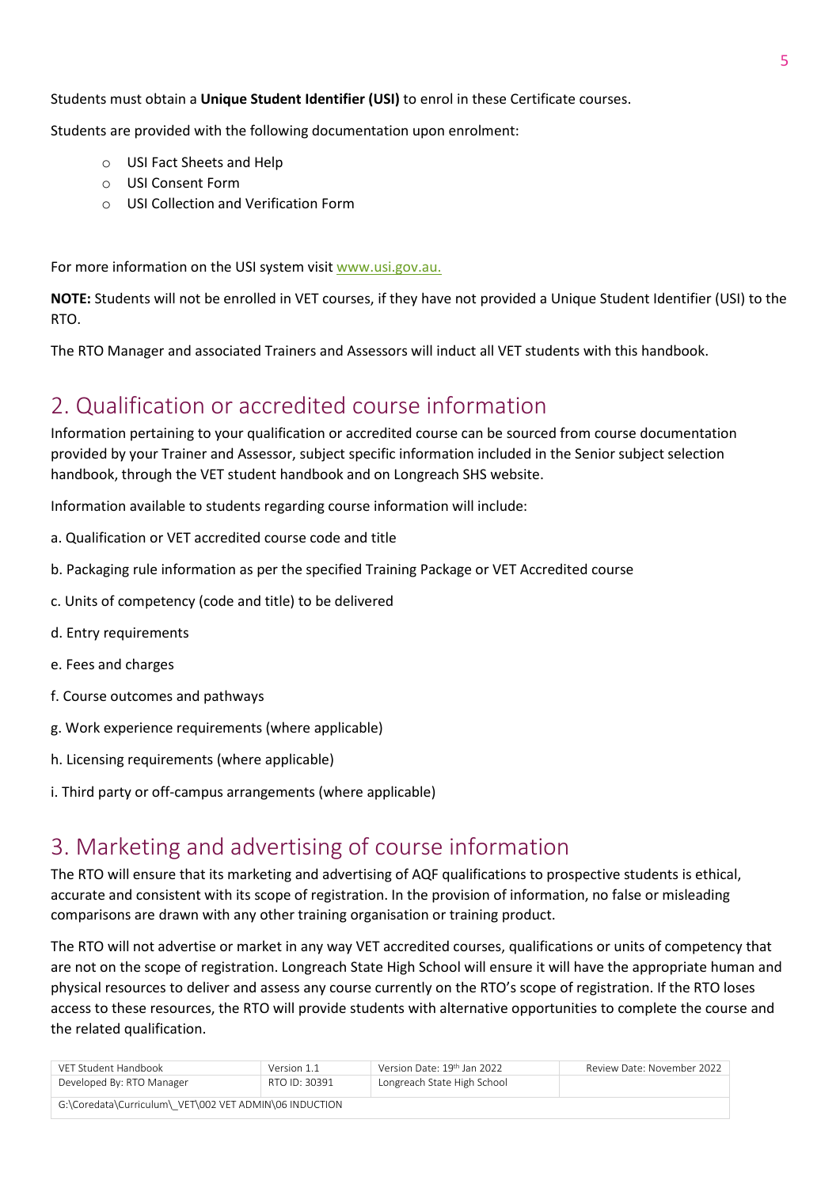Students must obtain a **Unique Student Identifier (USI)** to enrol in these Certificate courses.

Students are provided with the following documentation upon enrolment:

- USI Fact Sheets and Help
- USI Consent Form
- USI Collection and Verification Form

For more information on the USI system visit [www.usi.gov.au.](http://www.usi.gov.au)

**NOTE:** Students will not be enrolled in VET courses, if they have not provided a Unique Student Identifier (USI) to the RTO.

The RTO Manager and associated Trainers and Assessors will induct all VET students with this handbook.

## 2. Qualification or accredited course information

Information pertaining to your qualification or accredited course can be sourced from course documentation provided by your Trainer and Assessor, subject specific information included in the Senior subject selection handbook, through the VET student handbook and on Longreach SHS website.

Information available to students regarding course information will include:

a. Qualification or VET accredited course code and title

b. Packaging rule information as per the specified Training Package or VET Accredited course

c. Units of competency (code and title) to be delivered

d. Entry requirements

e. Fees and charges

f. Course outcomes and pathways

g. Work experience requirements (where applicable)

h. Licensing requirements (where applicable)

i. Third party or off-campus arrangements (where applicable)

## 3. Marketing and advertising of course information

The RTO will ensure that its marketing and advertising of AQF qualifications to prospective students is ethical, accurate and consistent with its scope of registration. In the provision of information, no false or misleading comparisons are drawn with any other training organisation or training product.

The RTO will not advertise or market in any way VET accredited courses, qualifications or units of competency that are not on the scope of registration. Longreach State High School will ensure it will have the appropriate human and physical resources to deliver and assess any course currently on the RTO's scope of registration. If the RTO loses access to these resources, the RTO will provide students with alternative opportunities to complete the course and the related qualification.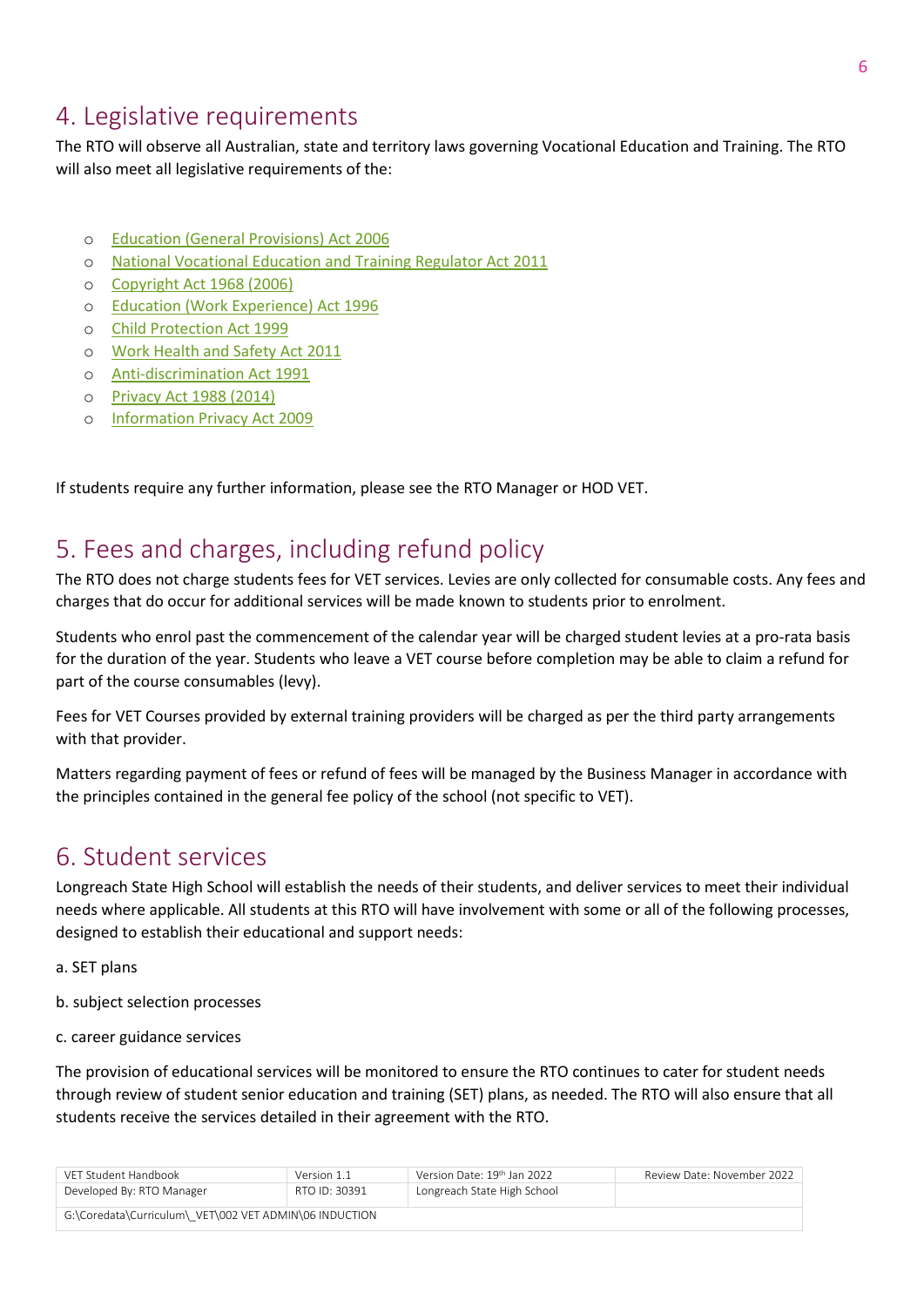# 4. Legislative requirements

The RTO will observe all Australian, state and territory laws governing Vocational Education and Training. The RTO will also meet all legislative requirements of the:

- Education (General Provisions) Act 2006
- National Vocational Education and Training Regulator Act 2011
- Copyright Act 1968 (2006)
- Education (Work Experience) Act 1996
- Child Protection Act 1999
- Work Health and Safety Act 2011
- Anti-discrimination Act 1991
- Privacy Act 1988 (2014)
- Information Privacy Act 2009

If students require any further information, please see the RTO Manager or HOD VET.

# 5. Fees and charges, including refund policy

The RTO does not charge students fees for VET services. Levies are only collected for consumable costs. Any fees and charges that do occur for additional services will be made known to students prior to enrolment.

Students who enrol past the commencement of the calendar year will be charged student levies at a pro-rata basis for the duration of the year. Students who leave a VET course before completion may be able to claim a refund for part of the course consumables (levy).

Fees for VET Courses provided by external training providers will be charged as per the third party arrangements with that provider.

Matters regarding payment of fees or refund of fees will be managed by the Business Manager in accordance with the principles contained in the general fee policy of the school (not specific to VET).

# 6. Student services

Longreach State High School will establish the needs of their students, and deliver services to meet their individual needs where applicable. All students at this RTO will have involvement with some or all of the following processes, designed to establish their educational and support needs:

a. SET plans

b. subject selection processes

c. career guidance services

The provision of educational services will be monitored to ensure the RTO continues to cater for student needs through review of student senior education and training (SET) plans, as needed. The RTO will also ensure that all students receive the services detailed in their agreement with the RTO.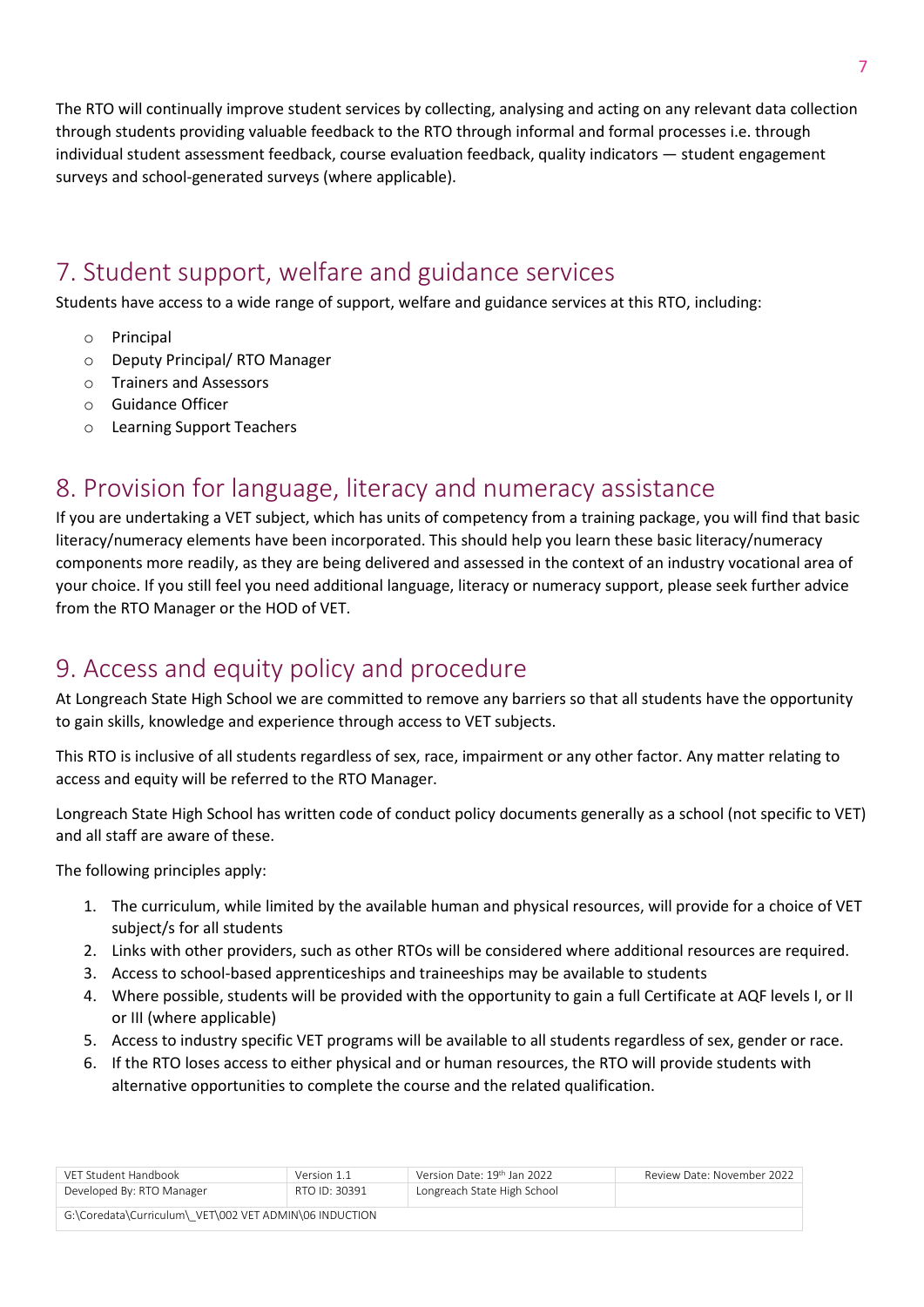The RTO will continually improve student services by collecting, analysing and acting on any relevant data collection through students providing valuable feedback to the RTO through informal and formal processes i.e. through individual student assessment feedback, course evaluation feedback, quality indicators — student engagement surveys and school-generated surveys (where applicable).

## 7. Student support, welfare and guidance services

Students have access to a wide range of support, welfare and guidance services at this RTO, including:

- Principal
- Deputy Principal/ RTO Manager
- Trainers and Assessors
- Guidance Officer
- Learning Support Teachers

## 8. Provision for language, literacy and numeracy assistance

If you are undertaking a VET subject, which has units of competency from a training package, you will find that basic literacy/numeracy elements have been incorporated. This should help you learn these basic literacy/numeracy components more readily, as they are being delivered and assessed in the context of an industry vocational area of your choice. If you still feel you need additional language, literacy or numeracy support, please seek further advice from the RTO Manager or the HOD of VET.

## 9. Access and equity policy and procedure

At Longreach State High School we are committed to remove any barriers so that all students have the opportunity to gain skills, knowledge and experience through access to VET subjects.

This RTO is inclusive of all students regardless of sex, race, impairment or any other factor. Any matter relating to access and equity will be referred to the RTO Manager.

Longreach State High School has written code of conduct policy documents generally as a school (not specific to VET) and all staff are aware of these.

The following principles apply:

1. The curriculum, while limited by the available human and physical resources, will provide for a choice of VET subject/s for all students
2. Links with other providers, such as other RTOs will be considered where additional resources are required.
3. Access to school-based apprenticeships and traineeships may be available to students
4. Where possible, students will be provided with the opportunity to gain a full Certificate at AQF levels I, or II or III (where applicable)
5. Access to industry specific VET programs will be available to all students regardless of sex, gender or race.
6. If the RTO loses access to either physical and or human resources, the RTO will provide students with alternative opportunities to complete the course and the related qualification.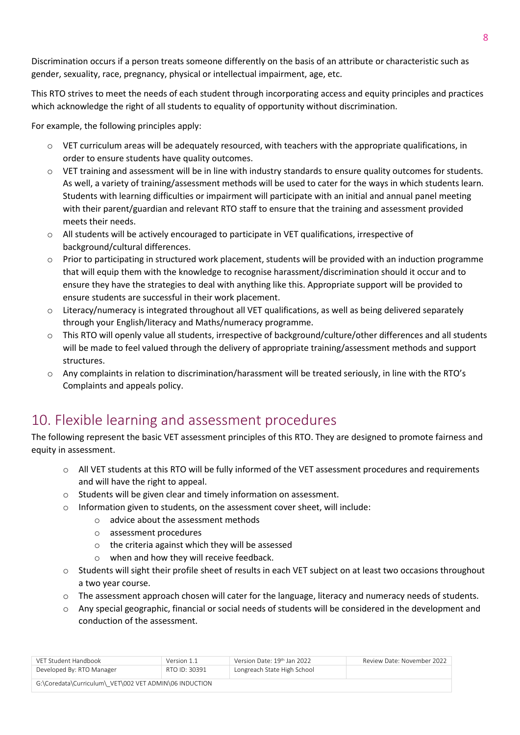Discrimination occurs if a person treats someone differently on the basis of an attribute or characteristic such as gender, sexuality, race, pregnancy, physical or intellectual impairment, age, etc.

This RTO strives to meet the needs of each student through incorporating access and equity principles and practices which acknowledge the right of all students to equality of opportunity without discrimination.

For example, the following principles apply:

- VET curriculum areas will be adequately resourced, with teachers with the appropriate qualifications, in order to ensure students have quality outcomes.
- VET training and assessment will be in line with industry standards to ensure quality outcomes for students. As well, a variety of training/assessment methods will be used to cater for the ways in which students learn. Students with learning difficulties or impairment will participate with an initial and annual panel meeting with their parent/guardian and relevant RTO staff to ensure that the training and assessment provided meets their needs.
- All students will be actively encouraged to participate in VET qualifications, irrespective of background/cultural differences.
- Prior to participating in structured work placement, students will be provided with an induction programme that will equip them with the knowledge to recognise harassment/discrimination should it occur and to ensure they have the strategies to deal with anything like this. Appropriate support will be provided to ensure students are successful in their work placement.
- Literacy/numeracy is integrated throughout all VET qualifications, as well as being delivered separately through your English/literacy and Maths/numeracy programme.
- This RTO will openly value all students, irrespective of background/culture/other differences and all students will be made to feel valued through the delivery of appropriate training/assessment methods and support structures.
- Any complaints in relation to discrimination/harassment will be treated seriously, in line with the RTO's Complaints and appeals policy.

## 10. Flexible learning and assessment procedures

The following represent the basic VET assessment principles of this RTO. They are designed to promote fairness and equity in assessment.

- All VET students at this RTO will be fully informed of the VET assessment procedures and requirements and will have the right to appeal.
- Students will be given clear and timely information on assessment.
- Information given to students, on the assessment cover sheet, will include:
  - advice about the assessment methods
  - assessment procedures
  - the criteria against which they will be assessed
  - when and how they will receive feedback.
- Students will sight their profile sheet of results in each VET subject on at least two occasions throughout a two year course.
- The assessment approach chosen will cater for the language, literacy and numeracy needs of students.
- Any special geographic, financial or social needs of students will be considered in the development and conduction of the assessment.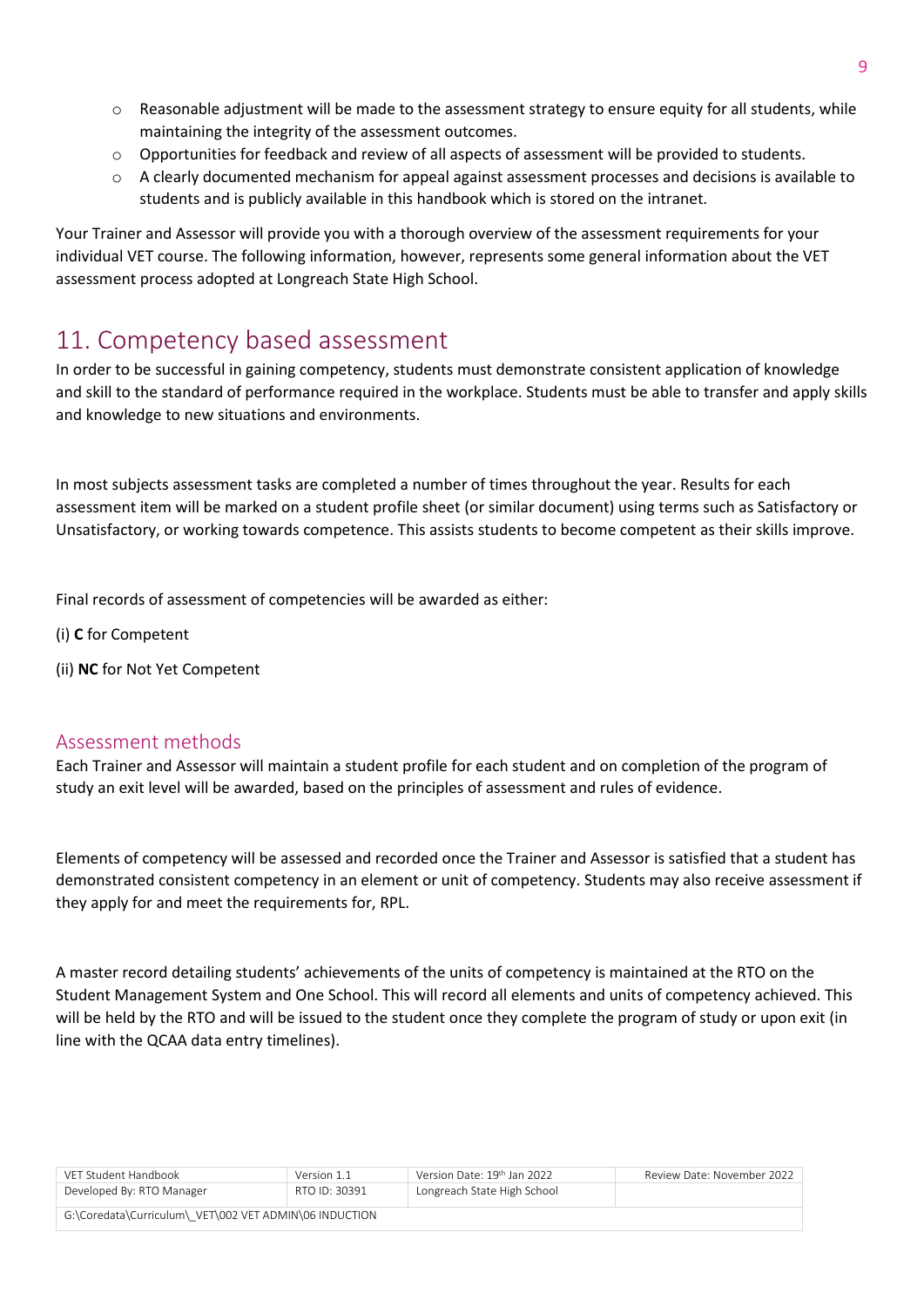- Reasonable adjustment will be made to the assessment strategy to ensure equity for all students, while maintaining the integrity of the assessment outcomes.
- Opportunities for feedback and review of all aspects of assessment will be provided to students.
- A clearly documented mechanism for appeal against assessment processes and decisions is available to students and is publicly available in this handbook which is stored on the intranet.

Your Trainer and Assessor will provide you with a thorough overview of the assessment requirements for your individual VET course. The following information, however, represents some general information about the VET assessment process adopted at Longreach State High School.

# 11. Competency based assessment

In order to be successful in gaining competency, students must demonstrate consistent application of knowledge and skill to the standard of performance required in the workplace. Students must be able to transfer and apply skills and knowledge to new situations and environments.

In most subjects assessment tasks are completed a number of times throughout the year. Results for each assessment item will be marked on a student profile sheet (or similar document) using terms such as Satisfactory or Unsatisfactory, or working towards competence. This assists students to become competent as their skills improve.

Final records of assessment of competencies will be awarded as either:

(i) **C** for Competent

(ii) **NC** for Not Yet Competent

## Assessment methods

Each Trainer and Assessor will maintain a student profile for each student and on completion of the program of study an exit level will be awarded, based on the principles of assessment and rules of evidence.

Elements of competency will be assessed and recorded once the Trainer and Assessor is satisfied that a student has demonstrated consistent competency in an element or unit of competency. Students may also receive assessment if they apply for and meet the requirements for, RPL.

A master record detailing students' achievements of the units of competency is maintained at the RTO on the Student Management System and One School. This will record all elements and units of competency achieved. This will be held by the RTO and will be issued to the student once they complete the program of study or upon exit (in line with the QCAA data entry timelines).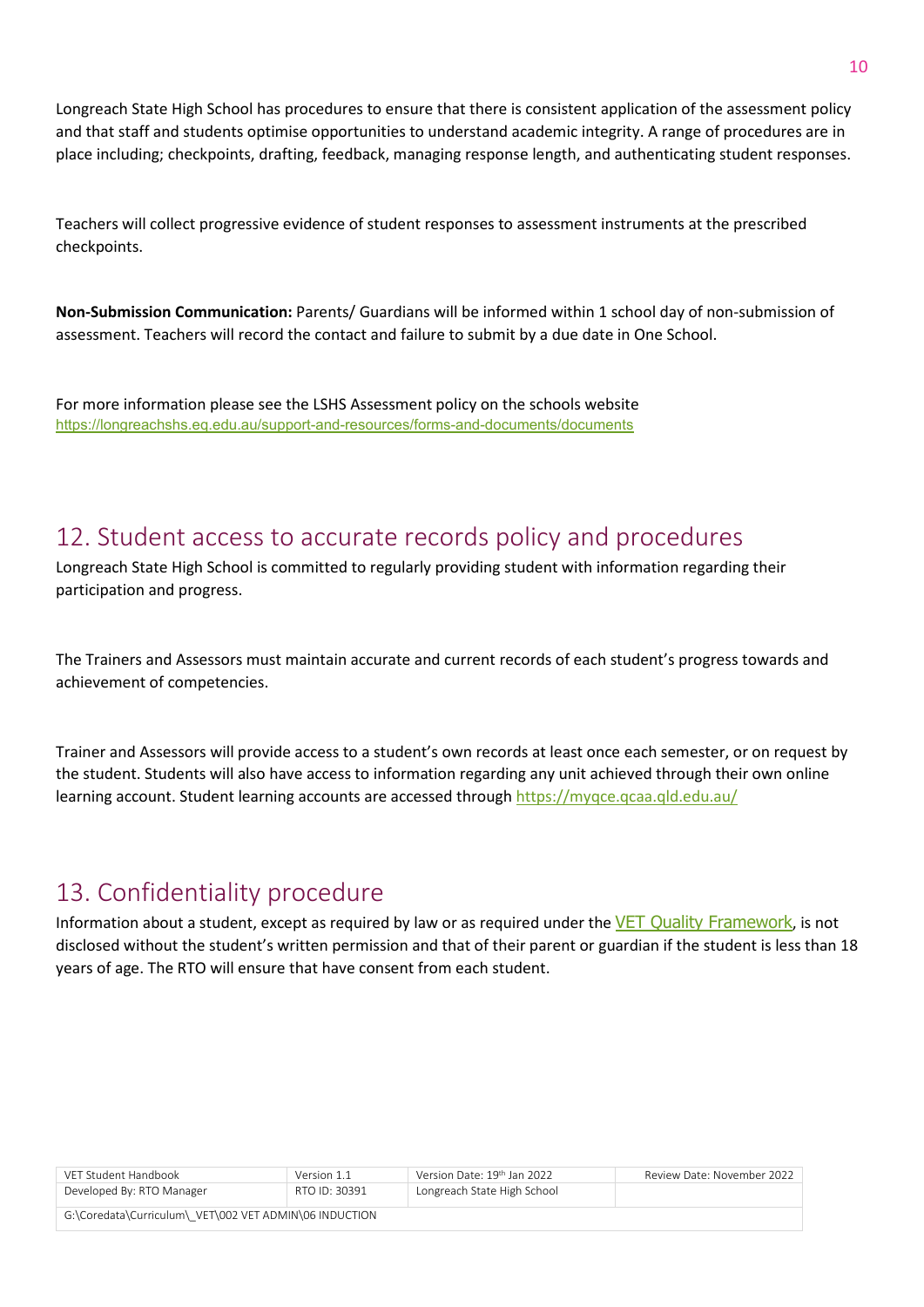Longreach State High School has procedures to ensure that there is consistent application of the assessment policy and that staff and students optimise opportunities to understand academic integrity. A range of procedures are in place including; checkpoints, drafting, feedback, managing response length, and authenticating student responses.

Teachers will collect progressive evidence of student responses to assessment instruments at the prescribed checkpoints.

**Non-Submission Communication:** Parents/ Guardians will be informed within 1 school day of non-submission of assessment. Teachers will record the contact and failure to submit by a due date in One School.

For more information please see the LSHS Assessment policy on the schools website
https://longreachshs.eq.edu.au/support-and-resources/forms-and-documents/documents

## 12. Student access to accurate records policy and procedures

Longreach State High School is committed to regularly providing student with information regarding their participation and progress.

The Trainers and Assessors must maintain accurate and current records of each student's progress towards and achievement of competencies.

Trainer and Assessors will provide access to a student's own records at least once each semester, or on request by the student. Students will also have access to information regarding any unit achieved through their own online learning account. Student learning accounts are accessed through https://myqce.qcaa.qld.edu.au/

## 13. Confidentiality procedure

Information about a student, except as required by law or as required under the VET Quality Framework, is not disclosed without the student's written permission and that of their parent or guardian if the student is less than 18 years of age. The RTO will ensure that have consent from each student.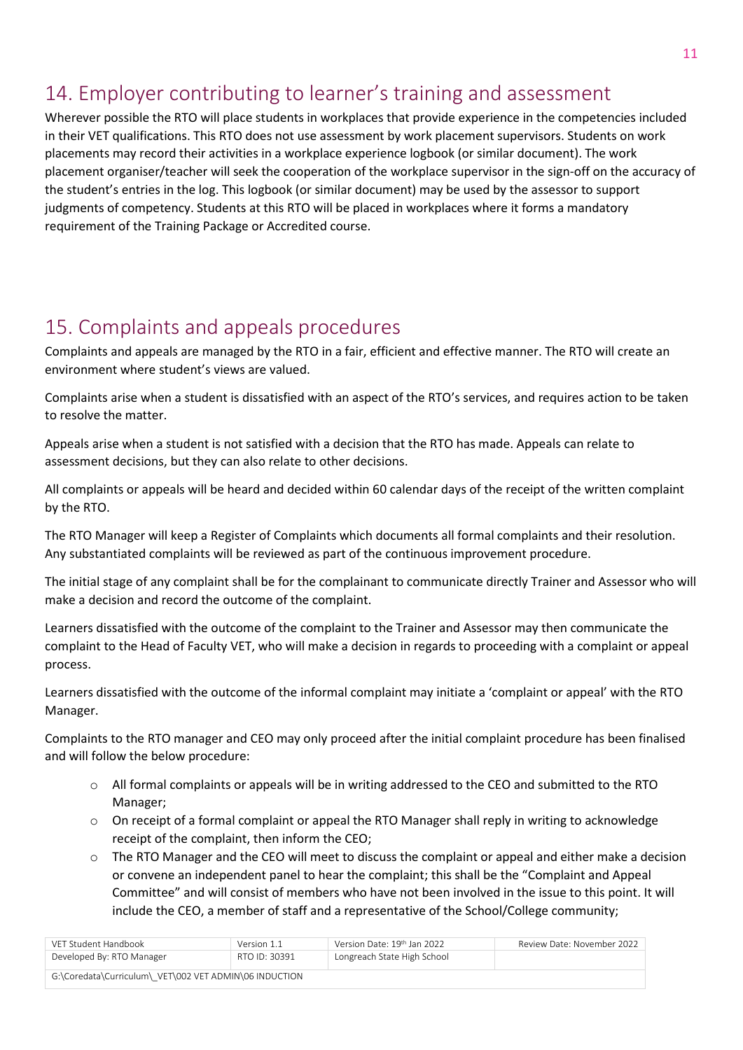## 14. Employer contributing to learner's training and assessment

Wherever possible the RTO will place students in workplaces that provide experience in the competencies included in their VET qualifications. This RTO does not use assessment by work placement supervisors. Students on work placements may record their activities in a workplace experience logbook (or similar document). The work placement organiser/teacher will seek the cooperation of the workplace supervisor in the sign-off on the accuracy of the student's entries in the log. This logbook (or similar document) may be used by the assessor to support judgments of competency. Students at this RTO will be placed in workplaces where it forms a mandatory requirement of the Training Package or Accredited course.

## 15. Complaints and appeals procedures

Complaints and appeals are managed by the RTO in a fair, efficient and effective manner. The RTO will create an environment where student's views are valued.

Complaints arise when a student is dissatisfied with an aspect of the RTO's services, and requires action to be taken to resolve the matter.

Appeals arise when a student is not satisfied with a decision that the RTO has made. Appeals can relate to assessment decisions, but they can also relate to other decisions.

All complaints or appeals will be heard and decided within 60 calendar days of the receipt of the written complaint by the RTO.

The RTO Manager will keep a Register of Complaints which documents all formal complaints and their resolution. Any substantiated complaints will be reviewed as part of the continuous improvement procedure.

The initial stage of any complaint shall be for the complainant to communicate directly Trainer and Assessor who will make a decision and record the outcome of the complaint.

Learners dissatisfied with the outcome of the complaint to the Trainer and Assessor may then communicate the complaint to the Head of Faculty VET, who will make a decision in regards to proceeding with a complaint or appeal process.

Learners dissatisfied with the outcome of the informal complaint may initiate a 'complaint or appeal' with the RTO Manager.

Complaints to the RTO manager and CEO may only proceed after the initial complaint procedure has been finalised and will follow the below procedure:

- All formal complaints or appeals will be in writing addressed to the CEO and submitted to the RTO Manager;
- On receipt of a formal complaint or appeal the RTO Manager shall reply in writing to acknowledge receipt of the complaint, then inform the CEO;
- The RTO Manager and the CEO will meet to discuss the complaint or appeal and either make a decision or convene an independent panel to hear the complaint; this shall be the "Complaint and Appeal Committee" and will consist of members who have not been involved in the issue to this point. It will include the CEO, a member of staff and a representative of the School/College community;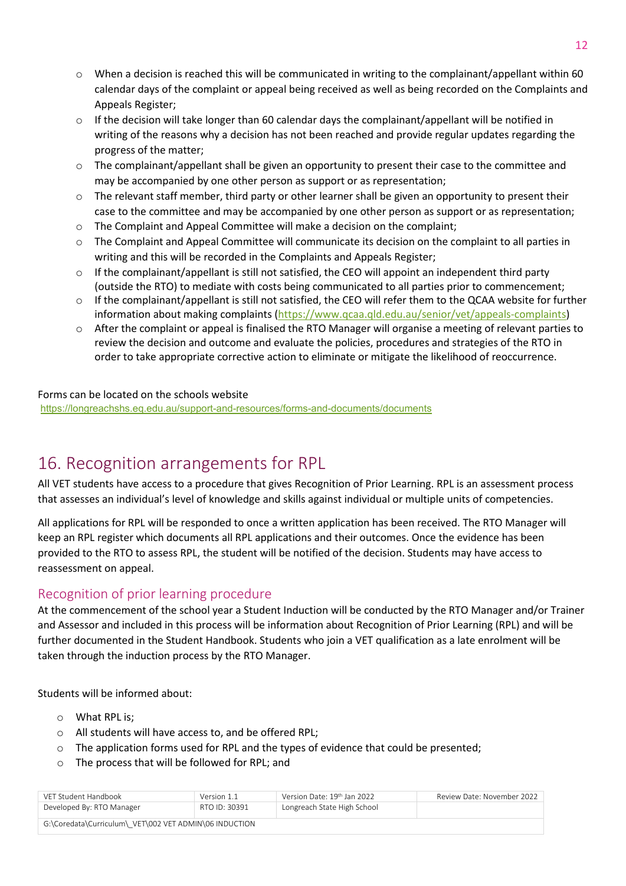- When a decision is reached this will be communicated in writing to the complainant/appellant within 60 calendar days of the complaint or appeal being received as well as being recorded on the Complaints and Appeals Register;
- If the decision will take longer than 60 calendar days the complainant/appellant will be notified in writing of the reasons why a decision has not been reached and provide regular updates regarding the progress of the matter;
- The complainant/appellant shall be given an opportunity to present their case to the committee and may be accompanied by one other person as support or as representation;
- The relevant staff member, third party or other learner shall be given an opportunity to present their case to the committee and may be accompanied by one other person as support or as representation;
- The Complaint and Appeal Committee will make a decision on the complaint;
- The Complaint and Appeal Committee will communicate its decision on the complaint to all parties in writing and this will be recorded in the Complaints and Appeals Register;
- If the complainant/appellant is still not satisfied, the CEO will appoint an independent third party (outside the RTO) to mediate with costs being communicated to all parties prior to commencement;
- If the complainant/appellant is still not satisfied, the CEO will refer them to the QCAA website for further information about making complaints (https://www.qcaa.qld.edu.au/senior/vet/appeals-complaints)
- After the complaint or appeal is finalised the RTO Manager will organise a meeting of relevant parties to review the decision and outcome and evaluate the policies, procedures and strategies of the RTO in order to take appropriate corrective action to eliminate or mitigate the likelihood of reoccurrence.

Forms can be located on the schools website
https://longreachshs.eq.edu.au/support-and-resources/forms-and-documents/documents

# 16. Recognition arrangements for RPL

All VET students have access to a procedure that gives Recognition of Prior Learning. RPL is an assessment process that assesses an individual's level of knowledge and skills against individual or multiple units of competencies.

All applications for RPL will be responded to once a written application has been received. The RTO Manager will keep an RPL register which documents all RPL applications and their outcomes. Once the evidence has been provided to the RTO to assess RPL, the student will be notified of the decision. Students may have access to reassessment on appeal.

## Recognition of prior learning procedure

At the commencement of the school year a Student Induction will be conducted by the RTO Manager and/or Trainer and Assessor and included in this process will be information about Recognition of Prior Learning (RPL) and will be further documented in the Student Handbook. Students who join a VET qualification as a late enrolment will be taken through the induction process by the RTO Manager.

Students will be informed about:

- What RPL is;
- All students will have access to, and be offered RPL;
- The application forms used for RPL and the types of evidence that could be presented;
- The process that will be followed for RPL; and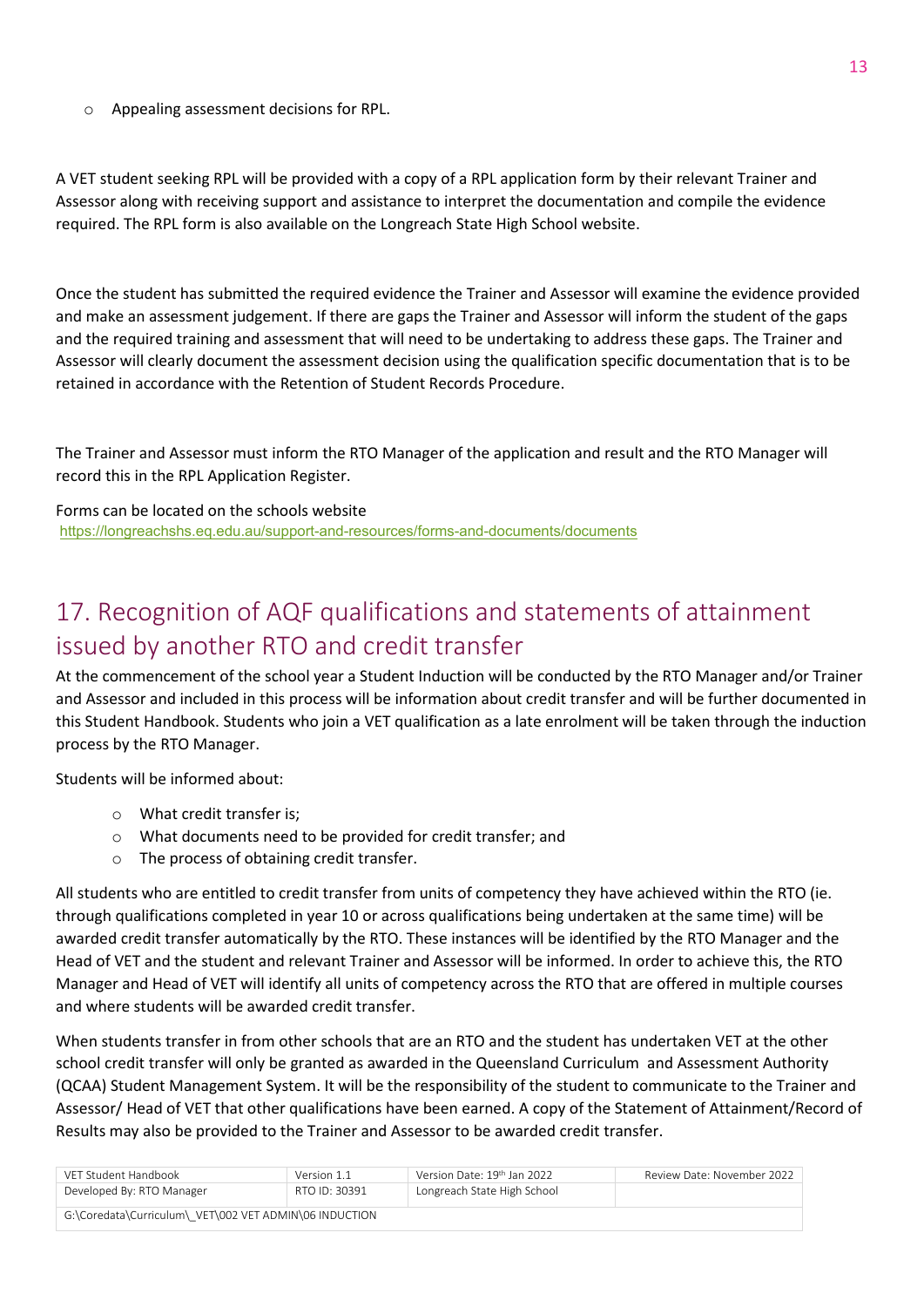- Appealing assessment decisions for RPL.

A VET student seeking RPL will be provided with a copy of a RPL application form by their relevant Trainer and Assessor along with receiving support and assistance to interpret the documentation and compile the evidence required. The RPL form is also available on the Longreach State High School website.

Once the student has submitted the required evidence the Trainer and Assessor will examine the evidence provided and make an assessment judgement. If there are gaps the Trainer and Assessor will inform the student of the gaps and the required training and assessment that will need to be undertaking to address these gaps. The Trainer and Assessor will clearly document the assessment decision using the qualification specific documentation that is to be retained in accordance with the Retention of Student Records Procedure.

The Trainer and Assessor must inform the RTO Manager of the application and result and the RTO Manager will record this in the RPL Application Register.

Forms can be located on the schools website
https://longreachshs.eq.edu.au/support-and-resources/forms-and-documents/documents

## 17. Recognition of AQF qualifications and statements of attainment issued by another RTO and credit transfer

At the commencement of the school year a Student Induction will be conducted by the RTO Manager and/or Trainer and Assessor and included in this process will be information about credit transfer and will be further documented in this Student Handbook. Students who join a VET qualification as a late enrolment will be taken through the induction process by the RTO Manager.

Students will be informed about:

- What credit transfer is;
- What documents need to be provided for credit transfer; and
- The process of obtaining credit transfer.

All students who are entitled to credit transfer from units of competency they have achieved within the RTO (ie. through qualifications completed in year 10 or across qualifications being undertaken at the same time) will be awarded credit transfer automatically by the RTO. These instances will be identified by the RTO Manager and the Head of VET and the student and relevant Trainer and Assessor will be informed. In order to achieve this, the RTO Manager and Head of VET will identify all units of competency across the RTO that are offered in multiple courses and where students will be awarded credit transfer.

When students transfer in from other schools that are an RTO and the student has undertaken VET at the other school credit transfer will only be granted as awarded in the Queensland Curriculum and Assessment Authority (QCAA) Student Management System. It will be the responsibility of the student to communicate to the Trainer and Assessor/ Head of VET that other qualifications have been earned. A copy of the Statement of Attainment/Record of Results may also be provided to the Trainer and Assessor to be awarded credit transfer.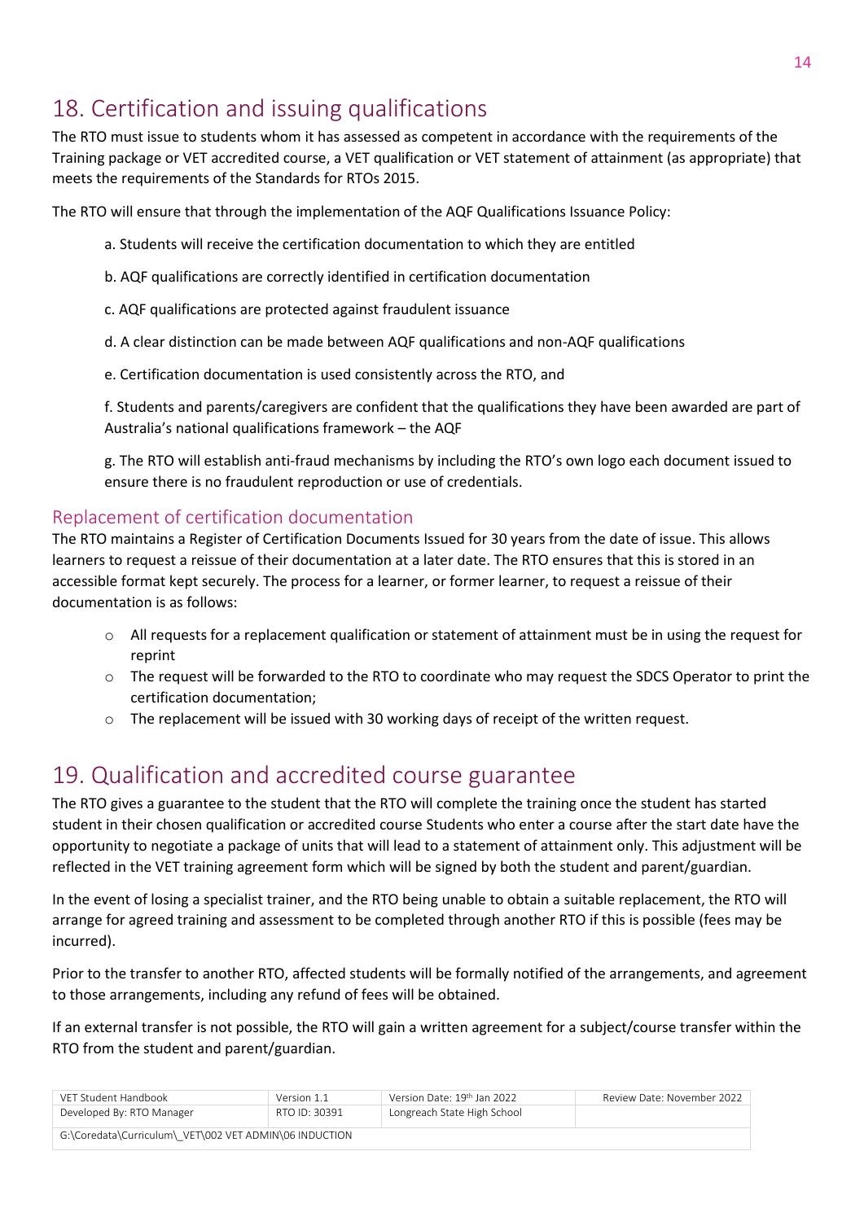# 18. Certification and issuing qualifications

The RTO must issue to students whom it has assessed as competent in accordance with the requirements of the Training package or VET accredited course, a VET qualification or VET statement of attainment (as appropriate) that meets the requirements of the Standards for RTOs 2015.

The RTO will ensure that through the implementation of the AQF Qualifications Issuance Policy:

a. Students will receive the certification documentation to which they are entitled

b. AQF qualifications are correctly identified in certification documentation

c. AQF qualifications are protected against fraudulent issuance

d. A clear distinction can be made between AQF qualifications and non-AQF qualifications

e. Certification documentation is used consistently across the RTO, and

f. Students and parents/caregivers are confident that the qualifications they have been awarded are part of Australia's national qualifications framework – the AQF

g. The RTO will establish anti-fraud mechanisms by including the RTO's own logo each document issued to ensure there is no fraudulent reproduction or use of credentials.

## Replacement of certification documentation

The RTO maintains a Register of Certification Documents Issued for 30 years from the date of issue. This allows learners to request a reissue of their documentation at a later date. The RTO ensures that this is stored in an accessible format kept securely. The process for a learner, or former learner, to request a reissue of their documentation is as follows:

- All requests for a replacement qualification or statement of attainment must be in using the request for reprint
- The request will be forwarded to the RTO to coordinate who may request the SDCS Operator to print the certification documentation;
- The replacement will be issued with 30 working days of receipt of the written request.

# 19. Qualification and accredited course guarantee

The RTO gives a guarantee to the student that the RTO will complete the training once the student has started student in their chosen qualification or accredited course Students who enter a course after the start date have the opportunity to negotiate a package of units that will lead to a statement of attainment only. This adjustment will be reflected in the VET training agreement form which will be signed by both the student and parent/guardian.

In the event of losing a specialist trainer, and the RTO being unable to obtain a suitable replacement, the RTO will arrange for agreed training and assessment to be completed through another RTO if this is possible (fees may be incurred).

Prior to the transfer to another RTO, affected students will be formally notified of the arrangements, and agreement to those arrangements, including any refund of fees will be obtained.

If an external transfer is not possible, the RTO will gain a written agreement for a subject/course transfer within the RTO from the student and parent/guardian.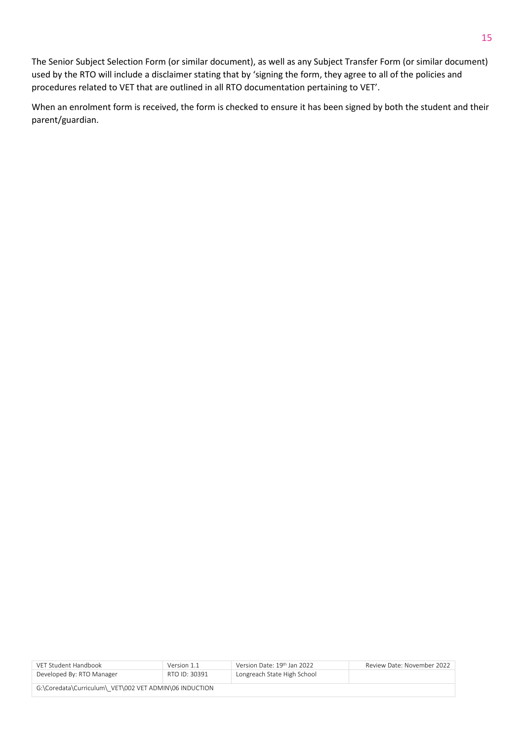The Senior Subject Selection Form (or similar document), as well as any Subject Transfer Form (or similar document) used by the RTO will include a disclaimer stating that by 'signing the form, they agree to all of the policies and procedures related to VET that are outlined in all RTO documentation pertaining to VET'.

When an enrolment form is received, the form is checked to ensure it has been signed by both the student and their parent/guardian.